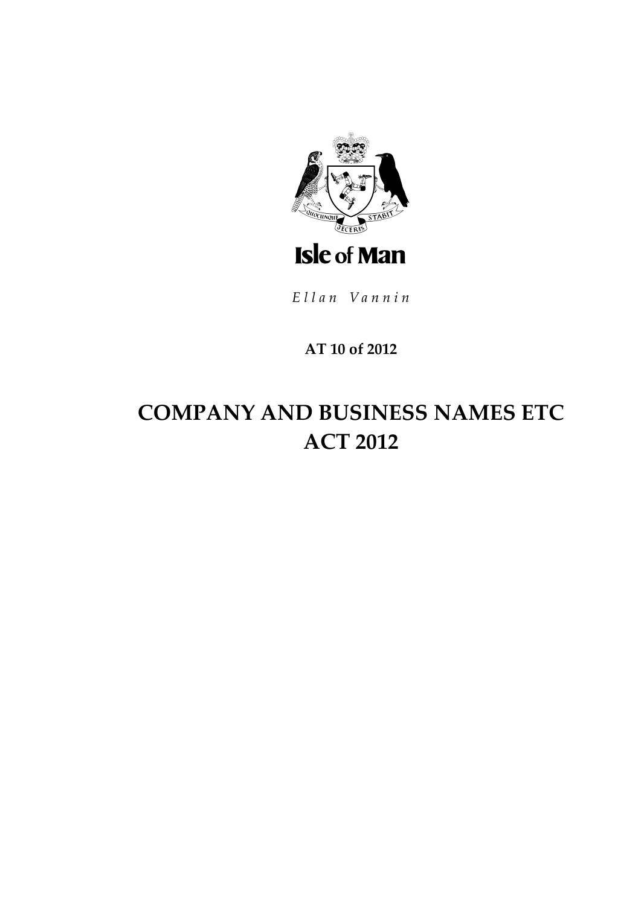Isle of Man

*Ellan Vannin*

**AT 10 of 2012**

# COMPANY AND BUSINESS NAMES ETC ACT 2012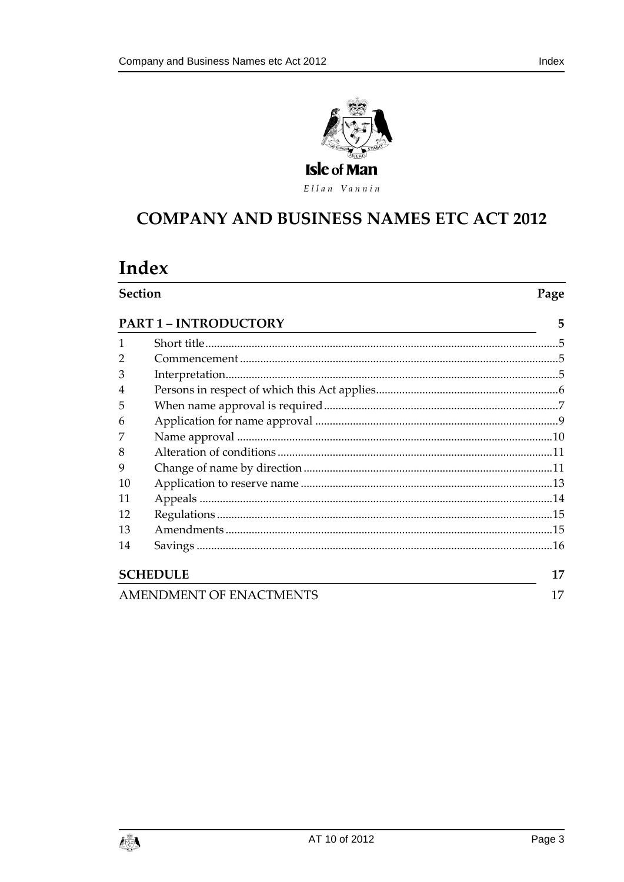Isle of Man

*Ellan Vannin*

# COMPANY AND BUSINESS NAMES ETC ACT 2012

# Index

| Section | | Page |
|---|---|---|
| **PART 1 – INTRODUCTORY** | | **5** |
| 1 | Short title | 5 |
| 2 | Commencement | 5 |
| 3 | Interpretation | 5 |
| 4 | Persons in respect of which this Act applies | 6 |
| 5 | When name approval is required | 7 |
| 6 | Application for name approval | 9 |
| 7 | Name approval | 10 |
| 8 | Alteration of conditions | 11 |
| 9 | Change of name by direction | 11 |
| 10 | Application to reserve name | 13 |
| 11 | Appeals | 14 |
| 12 | Regulations | 15 |
| 13 | Amendments | 15 |
| 14 | Savings | 16 |
| **SCHEDULE** | | **17** |
| AMENDMENT OF ENACTMENTS | | 17 |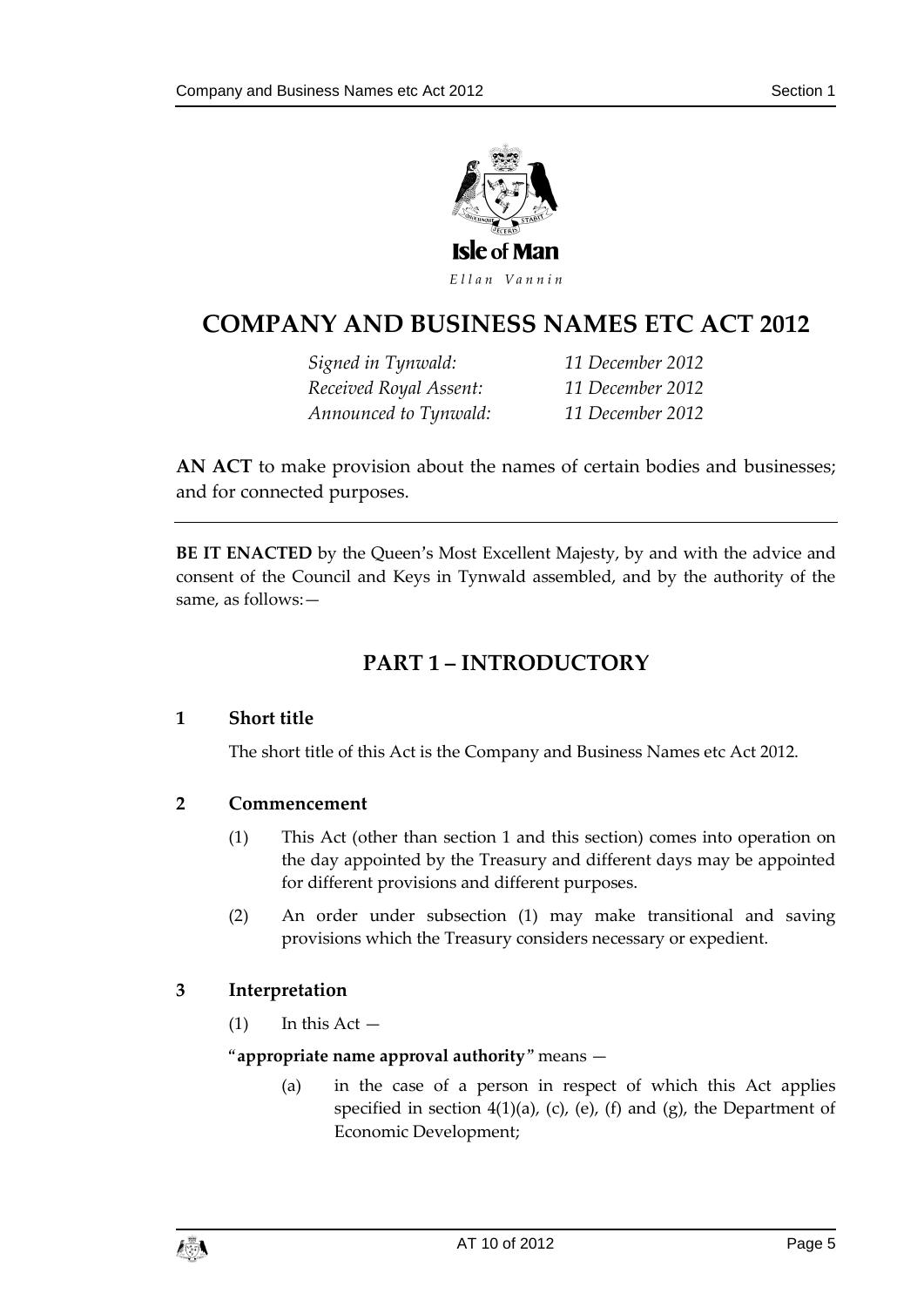Isle of Man

*Ellan Vannin*

# COMPANY AND BUSINESS NAMES ETC ACT 2012

*Signed in Tynwald:* *11 December 2012*
*Received Royal Assent:* *11 December 2012*
*Announced to Tynwald:* *11 December 2012*

**AN ACT** to make provision about the names of certain bodies and businesses; and for connected purposes.

---

**BE IT ENACTED** by the Queen's Most Excellent Majesty, by and with the advice and consent of the Council and Keys in Tynwald assembled, and by the authority of the same, as follows:—

## PART 1 – INTRODUCTORY

### 1 Short title

The short title of this Act is the Company and Business Names etc Act 2012.

### 2 Commencement

(1) This Act (other than section 1 and this section) comes into operation on the day appointed by the Treasury and different days may be appointed for different provisions and different purposes.

(2) An order under subsection (1) may make transitional and saving provisions which the Treasury considers necessary or expedient.

### 3 Interpretation

(1) In this Act —

"**appropriate name approval authority**" means —

(a) in the case of a person in respect of which this Act applies specified in section 4(1)(a), (c), (e), (f) and (g), the Department of Economic Development;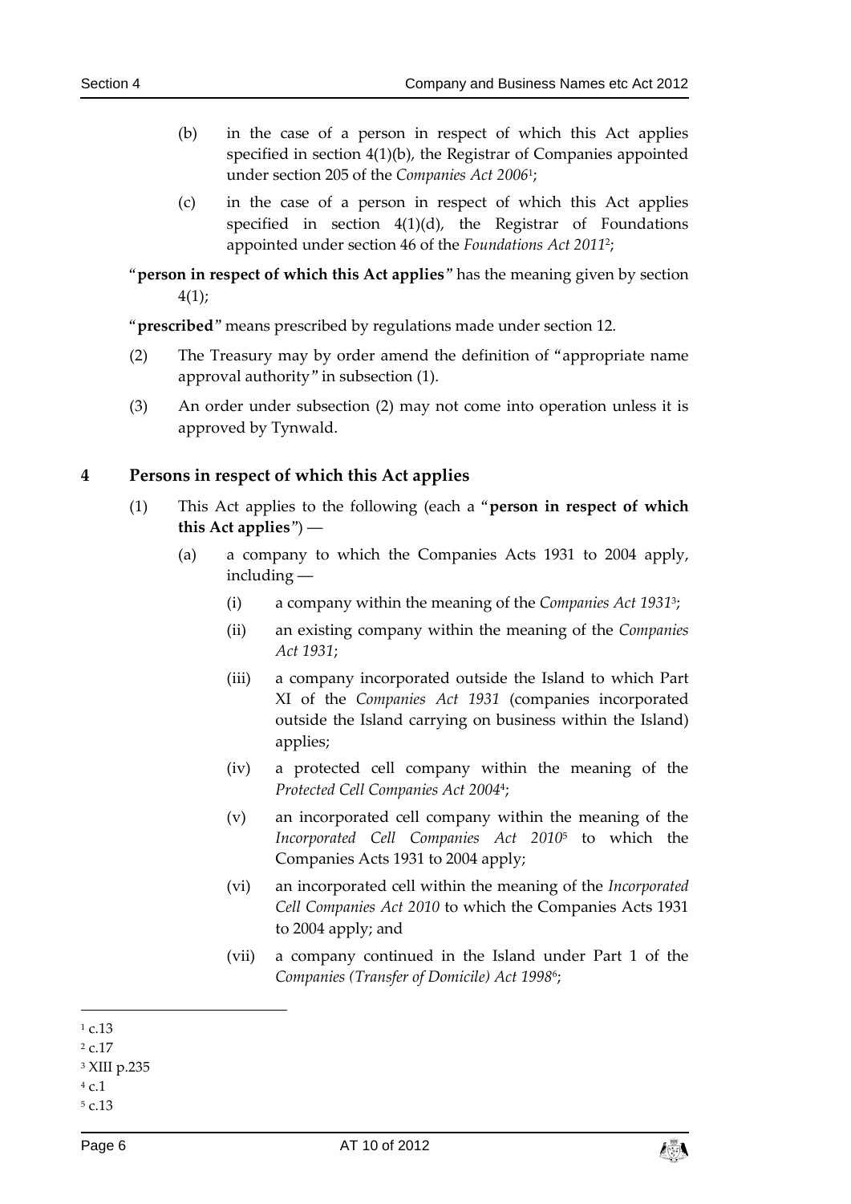(b) in the case of a person in respect of which this Act applies specified in section 4(1)(b), the Registrar of Companies appointed under section 205 of the *Companies Act 2006*[1];

(c) in the case of a person in respect of which this Act applies specified in section 4(1)(d), the Registrar of Foundations appointed under section 46 of the *Foundations Act 2011*[2];

"**person in respect of which this Act applies**" has the meaning given by section 4(1);

"**prescribed**" means prescribed by regulations made under section 12.

(2) The Treasury may by order amend the definition of "appropriate name approval authority" in subsection (1).

(3) An order under subsection (2) may not come into operation unless it is approved by Tynwald.

## 4 Persons in respect of which this Act applies

(1) This Act applies to the following (each a "**person in respect of which this Act applies**") —

(a) a company to which the Companies Acts 1931 to 2004 apply, including —

(i) a company within the meaning of the *Companies Act 1931*[3];

(ii) an existing company within the meaning of the *Companies Act 1931*;

(iii) a company incorporated outside the Island to which Part XI of the *Companies Act 1931* (companies incorporated outside the Island carrying on business within the Island) applies;

(iv) a protected cell company within the meaning of the *Protected Cell Companies Act 2004*[4];

(v) an incorporated cell company within the meaning of the *Incorporated Cell Companies Act 2010*[5] to which the Companies Acts 1931 to 2004 apply;

(vi) an incorporated cell within the meaning of the *Incorporated Cell Companies Act 2010* to which the Companies Acts 1931 to 2004 apply; and

(vii) a company continued in the Island under Part 1 of the *Companies (Transfer of Domicile) Act 1998*[6];

---

[1] c.13
[2] c.17
[3] XIII p.235
[4] c.1
[5] c.13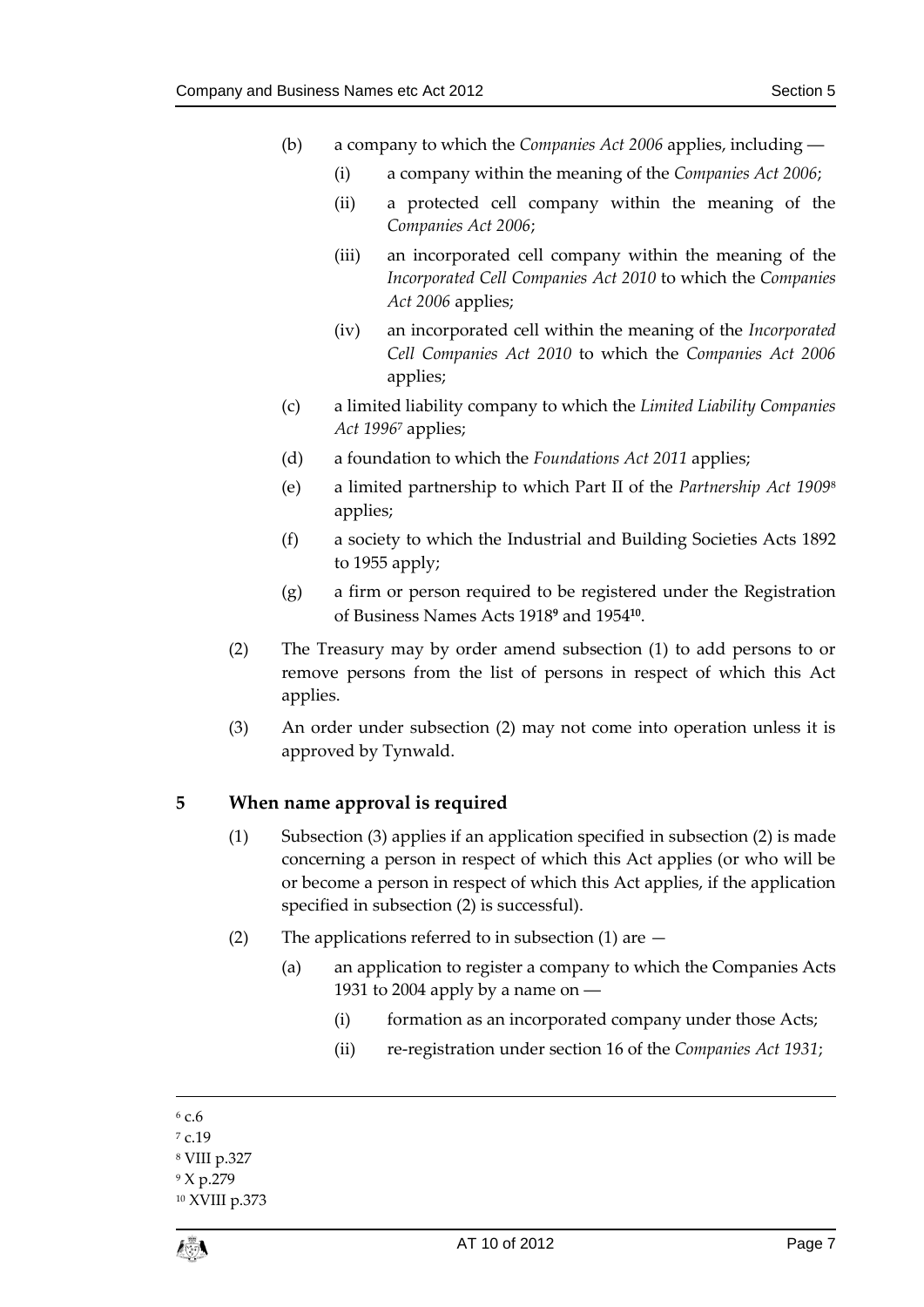(b) a company to which the *Companies Act 2006* applies, including —

 (i) a company within the meaning of the *Companies Act 2006*;

 (ii) a protected cell company within the meaning of the *Companies Act 2006*;

 (iii) an incorporated cell company within the meaning of the *Incorporated Cell Companies Act 2010* to which the *Companies Act 2006* applies;

 (iv) an incorporated cell within the meaning of the *Incorporated Cell Companies Act 2010* to which the *Companies Act 2006* applies;

(c) a limited liability company to which the *Limited Liability Companies Act 1996*[7] applies;

(d) a foundation to which the *Foundations Act 2011* applies;

(e) a limited partnership to which Part II of the *Partnership Act 1909*[8] applies;

(f) a society to which the Industrial and Building Societies Acts 1892 to 1955 apply;

(g) a firm or person required to be registered under the Registration of Business Names Acts 1918[9] and 1954[10].

(2) The Treasury may by order amend subsection (1) to add persons to or remove persons from the list of persons in respect of which this Act applies.

(3) An order under subsection (2) may not come into operation unless it is approved by Tynwald.

## 5 When name approval is required

(1) Subsection (3) applies if an application specified in subsection (2) is made concerning a person in respect of which this Act applies (or who will be or become a person in respect of which this Act applies, if the application specified in subsection (2) is successful).

(2) The applications referred to in subsection (1) are —

(a) an application to register a company to which the Companies Acts 1931 to 2004 apply by a name on —

 (i) formation as an incorporated company under those Acts;

 (ii) re-registration under section 16 of the *Companies Act 1931*;

---

[6] c.6

[7] c.19

[8] VIII p.327

[9] X p.279

[10] XVIII p.373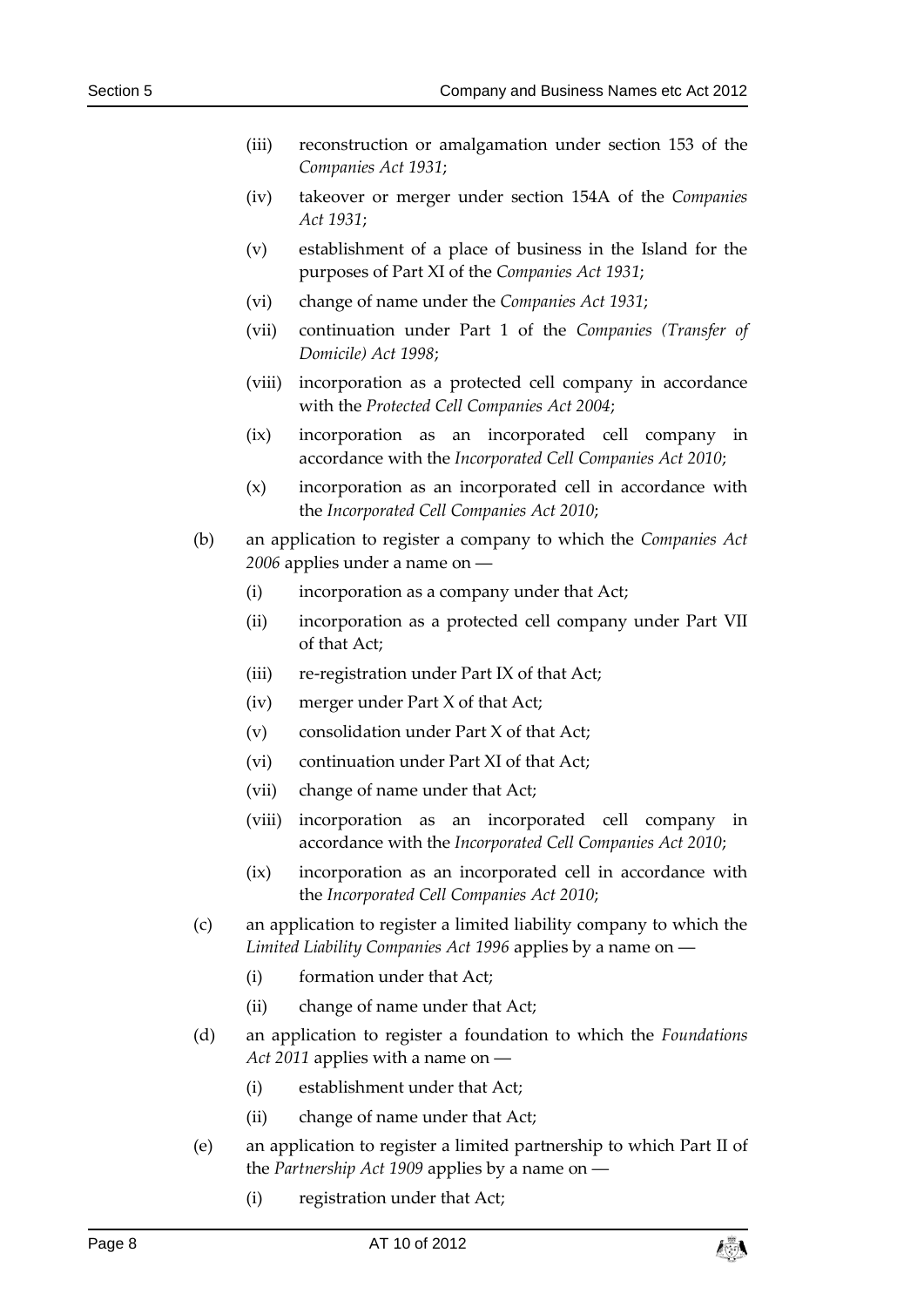- (iii) reconstruction or amalgamation under section 153 of the *Companies Act 1931*;
- (iv) takeover or merger under section 154A of the *Companies Act 1931*;
- (v) establishment of a place of business in the Island for the purposes of Part XI of the *Companies Act 1931*;
- (vi) change of name under the *Companies Act 1931*;
- (vii) continuation under Part 1 of the *Companies (Transfer of Domicile) Act 1998*;
- (viii) incorporation as a protected cell company in accordance with the *Protected Cell Companies Act 2004*;
- (ix) incorporation as an incorporated cell company in accordance with the *Incorporated Cell Companies Act 2010*;
- (x) incorporation as an incorporated cell in accordance with the *Incorporated Cell Companies Act 2010*;

(b) an application to register a company to which the *Companies Act 2006* applies under a name on —

- (i) incorporation as a company under that Act;
- (ii) incorporation as a protected cell company under Part VII of that Act;
- (iii) re-registration under Part IX of that Act;
- (iv) merger under Part X of that Act;
- (v) consolidation under Part X of that Act;
- (vi) continuation under Part XI of that Act;
- (vii) change of name under that Act;
- (viii) incorporation as an incorporated cell company in accordance with the *Incorporated Cell Companies Act 2010*;
- (ix) incorporation as an incorporated cell in accordance with the *Incorporated Cell Companies Act 2010*;

(c) an application to register a limited liability company to which the *Limited Liability Companies Act 1996* applies by a name on —

- (i) formation under that Act;
- (ii) change of name under that Act;

(d) an application to register a foundation to which the *Foundations Act 2011* applies with a name on —

- (i) establishment under that Act;
- (ii) change of name under that Act;

(e) an application to register a limited partnership to which Part II of the *Partnership Act 1909* applies by a name on —

- (i) registration under that Act;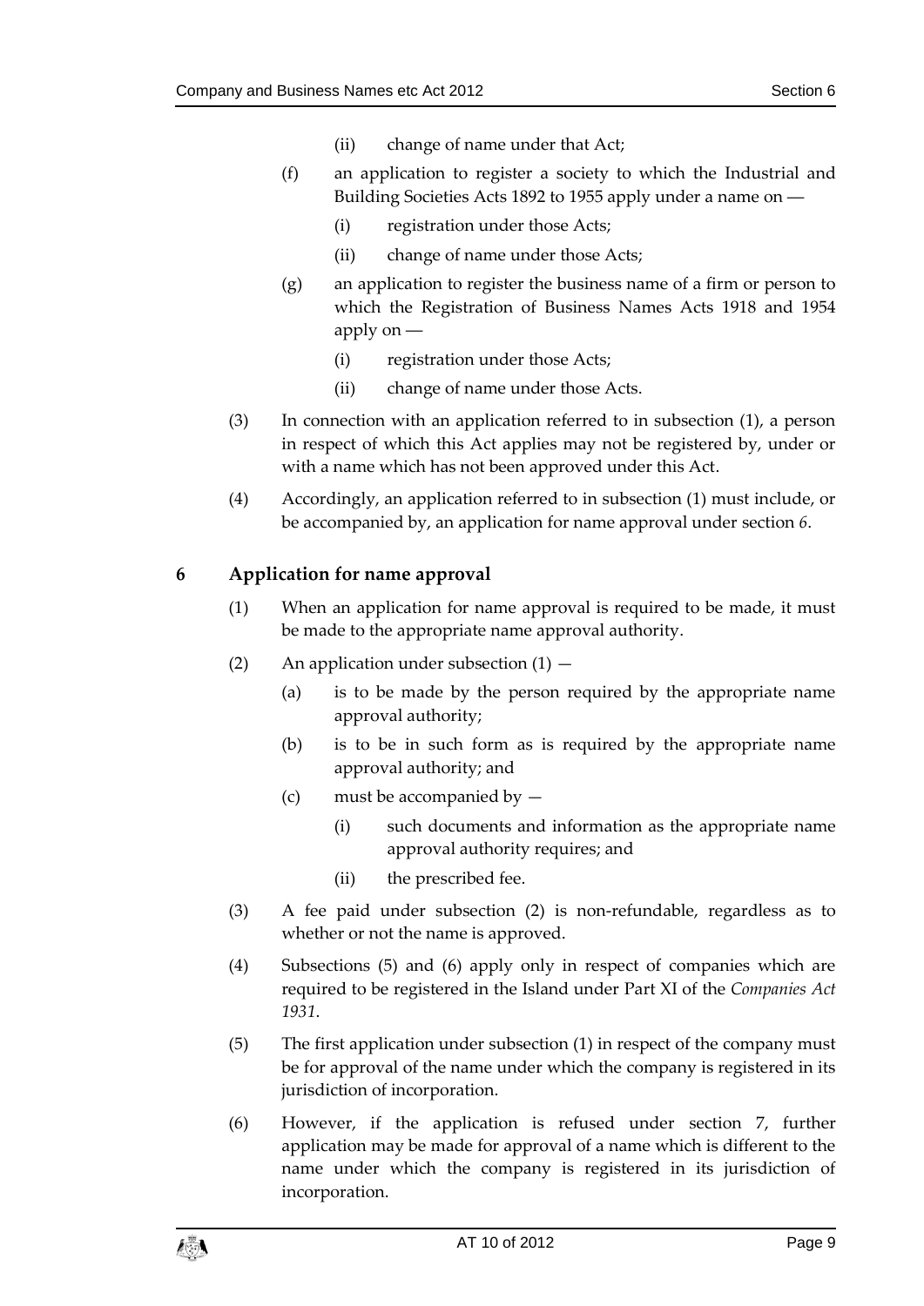(ii) change of name under that Act;

(f) an application to register a society to which the Industrial and Building Societies Acts 1892 to 1955 apply under a name on —

(i) registration under those Acts;

(ii) change of name under those Acts;

(g) an application to register the business name of a firm or person to which the Registration of Business Names Acts 1918 and 1954 apply on —

(i) registration under those Acts;

(ii) change of name under those Acts.

(3) In connection with an application referred to in subsection (1), a person in respect of which this Act applies may not be registered by, under or with a name which has not been approved under this Act.

(4) Accordingly, an application referred to in subsection (1) must include, or be accompanied by, an application for name approval under section *6*.

### 6 Application for name approval

(1) When an application for name approval is required to be made, it must be made to the appropriate name approval authority.

(2) An application under subsection (1) —

(a) is to be made by the person required by the appropriate name approval authority;

(b) is to be in such form as is required by the appropriate name approval authority; and

(c) must be accompanied by —

(i) such documents and information as the appropriate name approval authority requires; and

(ii) the prescribed fee.

(3) A fee paid under subsection (2) is non-refundable, regardless as to whether or not the name is approved.

(4) Subsections (5) and (6) apply only in respect of companies which are required to be registered in the Island under Part XI of the *Companies Act 1931*.

(5) The first application under subsection (1) in respect of the company must be for approval of the name under which the company is registered in its jurisdiction of incorporation.

(6) However, if the application is refused under section 7, further application may be made for approval of a name which is different to the name under which the company is registered in its jurisdiction of incorporation.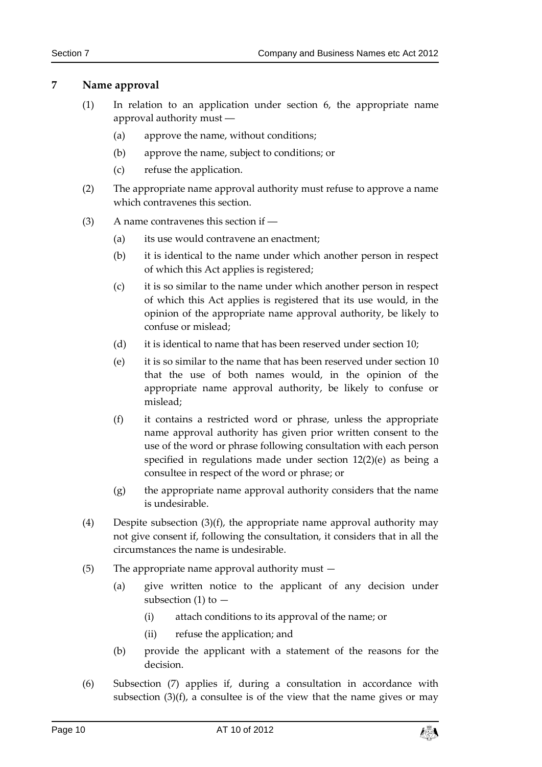## 7 Name approval

(1) In relation to an application under section 6, the appropriate name approval authority must —

- (a) approve the name, without conditions;
- (b) approve the name, subject to conditions; or
- (c) refuse the application.

(2) The appropriate name approval authority must refuse to approve a name which contravenes this section.

(3) A name contravenes this section if —

- (a) its use would contravene an enactment;
- (b) it is identical to the name under which another person in respect of which this Act applies is registered;
- (c) it is so similar to the name under which another person in respect of which this Act applies is registered that its use would, in the opinion of the appropriate name approval authority, be likely to confuse or mislead;
- (d) it is identical to name that has been reserved under section 10;
- (e) it is so similar to the name that has been reserved under section 10 that the use of both names would, in the opinion of the appropriate name approval authority, be likely to confuse or mislead;
- (f) it contains a restricted word or phrase, unless the appropriate name approval authority has given prior written consent to the use of the word or phrase following consultation with each person specified in regulations made under section 12(2)(e) as being a consultee in respect of the word or phrase; or
- (g) the appropriate name approval authority considers that the name is undesirable.

(4) Despite subsection (3)(f), the appropriate name approval authority may not give consent if, following the consultation, it considers that in all the circumstances the name is undesirable.

(5) The appropriate name approval authority must —

- (a) give written notice to the applicant of any decision under subsection (1) to —
  - (i) attach conditions to its approval of the name; or
  - (ii) refuse the application; and
- (b) provide the applicant with a statement of the reasons for the decision.

(6) Subsection (7) applies if, during a consultation in accordance with subsection (3)(f), a consultee is of the view that the name gives or may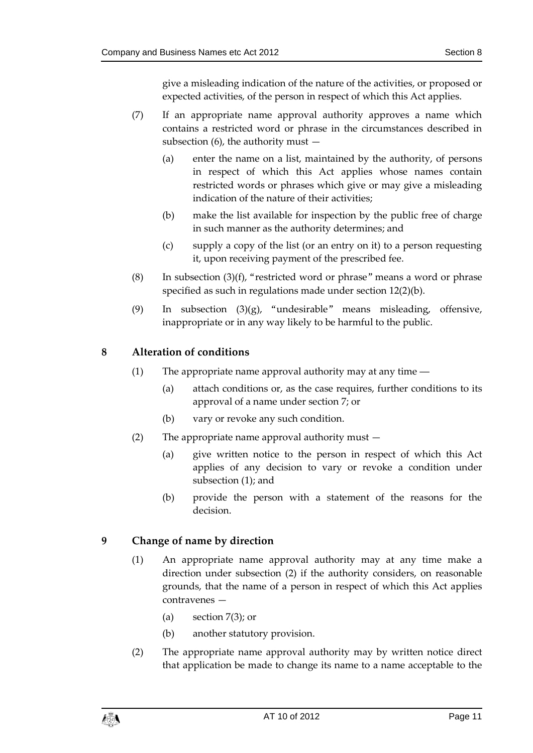give a misleading indication of the nature of the activities, or proposed or expected activities, of the person in respect of which this Act applies.

(7) If an appropriate name approval authority approves a name which contains a restricted word or phrase in the circumstances described in subsection (6), the authority must —

(a) enter the name on a list, maintained by the authority, of persons in respect of which this Act applies whose names contain restricted words or phrases which give or may give a misleading indication of the nature of their activities;

(b) make the list available for inspection by the public free of charge in such manner as the authority determines; and

(c) supply a copy of the list (or an entry on it) to a person requesting it, upon receiving payment of the prescribed fee.

(8) In subsection (3)(f), "restricted word or phrase" means a word or phrase specified as such in regulations made under section 12(2)(b).

(9) In subsection (3)(g), "undesirable" means misleading, offensive, inappropriate or in any way likely to be harmful to the public.

## 8 Alteration of conditions

(1) The appropriate name approval authority may at any time —

(a) attach conditions or, as the case requires, further conditions to its approval of a name under section 7; or

(b) vary or revoke any such condition.

(2) The appropriate name approval authority must —

(a) give written notice to the person in respect of which this Act applies of any decision to vary or revoke a condition under subsection (1); and

(b) provide the person with a statement of the reasons for the decision.

## 9 Change of name by direction

(1) An appropriate name approval authority may at any time make a direction under subsection (2) if the authority considers, on reasonable grounds, that the name of a person in respect of which this Act applies contravenes —

(a) section 7(3); or

(b) another statutory provision.

(2) The appropriate name approval authority may by written notice direct that application be made to change its name to a name acceptable to the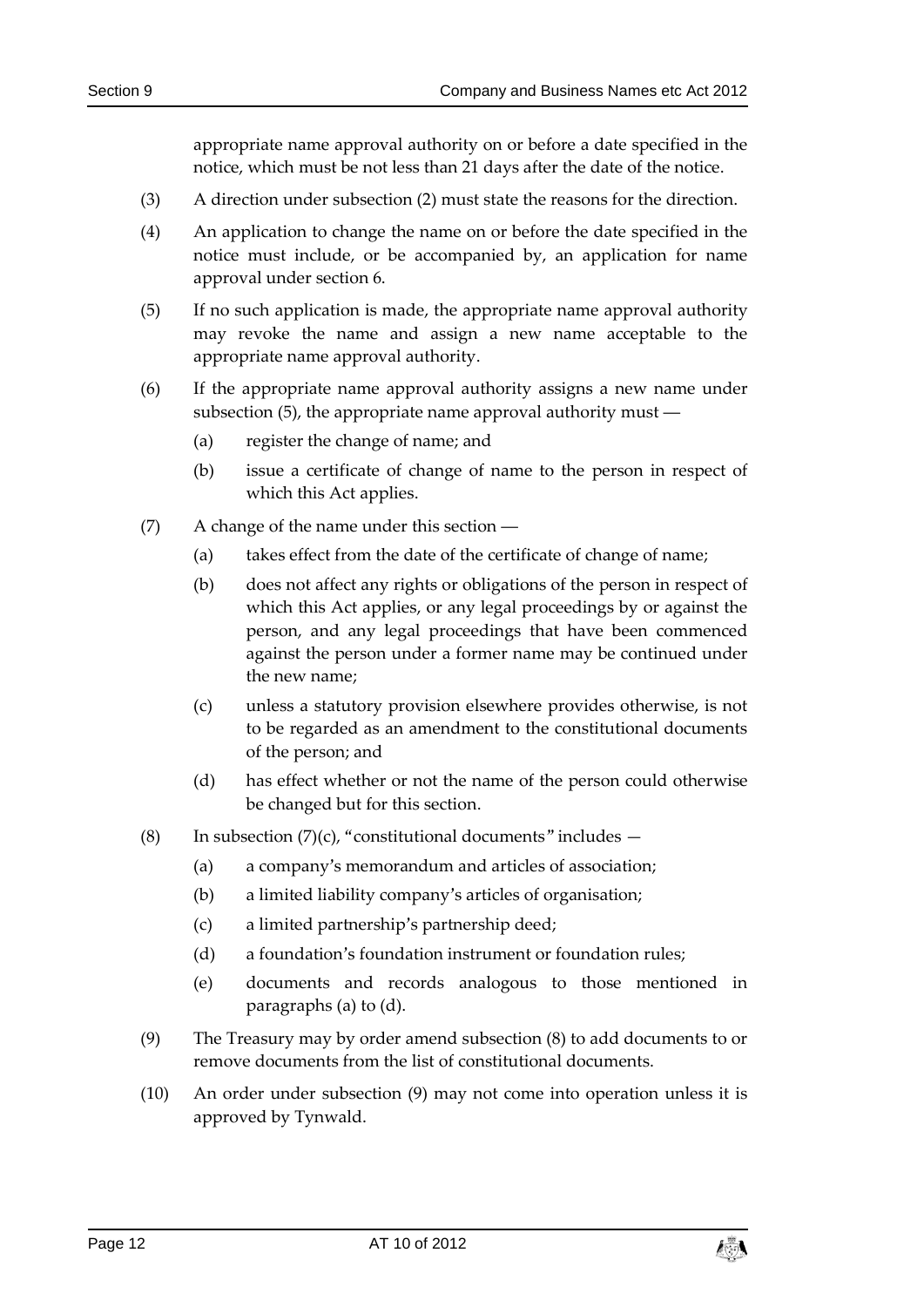appropriate name approval authority on or before a date specified in the notice, which must be not less than 21 days after the date of the notice.

(3) A direction under subsection (2) must state the reasons for the direction.

(4) An application to change the name on or before the date specified in the notice must include, or be accompanied by, an application for name approval under section 6.

(5) If no such application is made, the appropriate name approval authority may revoke the name and assign a new name acceptable to the appropriate name approval authority.

(6) If the appropriate name approval authority assigns a new name under subsection (5), the appropriate name approval authority must —

- (a) register the change of name; and
- (b) issue a certificate of change of name to the person in respect of which this Act applies.

(7) A change of the name under this section —

- (a) takes effect from the date of the certificate of change of name;
- (b) does not affect any rights or obligations of the person in respect of which this Act applies, or any legal proceedings by or against the person, and any legal proceedings that have been commenced against the person under a former name may be continued under the new name;
- (c) unless a statutory provision elsewhere provides otherwise, is not to be regarded as an amendment to the constitutional documents of the person; and
- (d) has effect whether or not the name of the person could otherwise be changed but for this section.

(8) In subsection (7)(c), "constitutional documents" includes —

- (a) a company's memorandum and articles of association;
- (b) a limited liability company's articles of organisation;
- (c) a limited partnership's partnership deed;
- (d) a foundation's foundation instrument or foundation rules;
- (e) documents and records analogous to those mentioned in paragraphs (a) to (d).

(9) The Treasury may by order amend subsection (8) to add documents to or remove documents from the list of constitutional documents.

(10) An order under subsection (9) may not come into operation unless it is approved by Tynwald.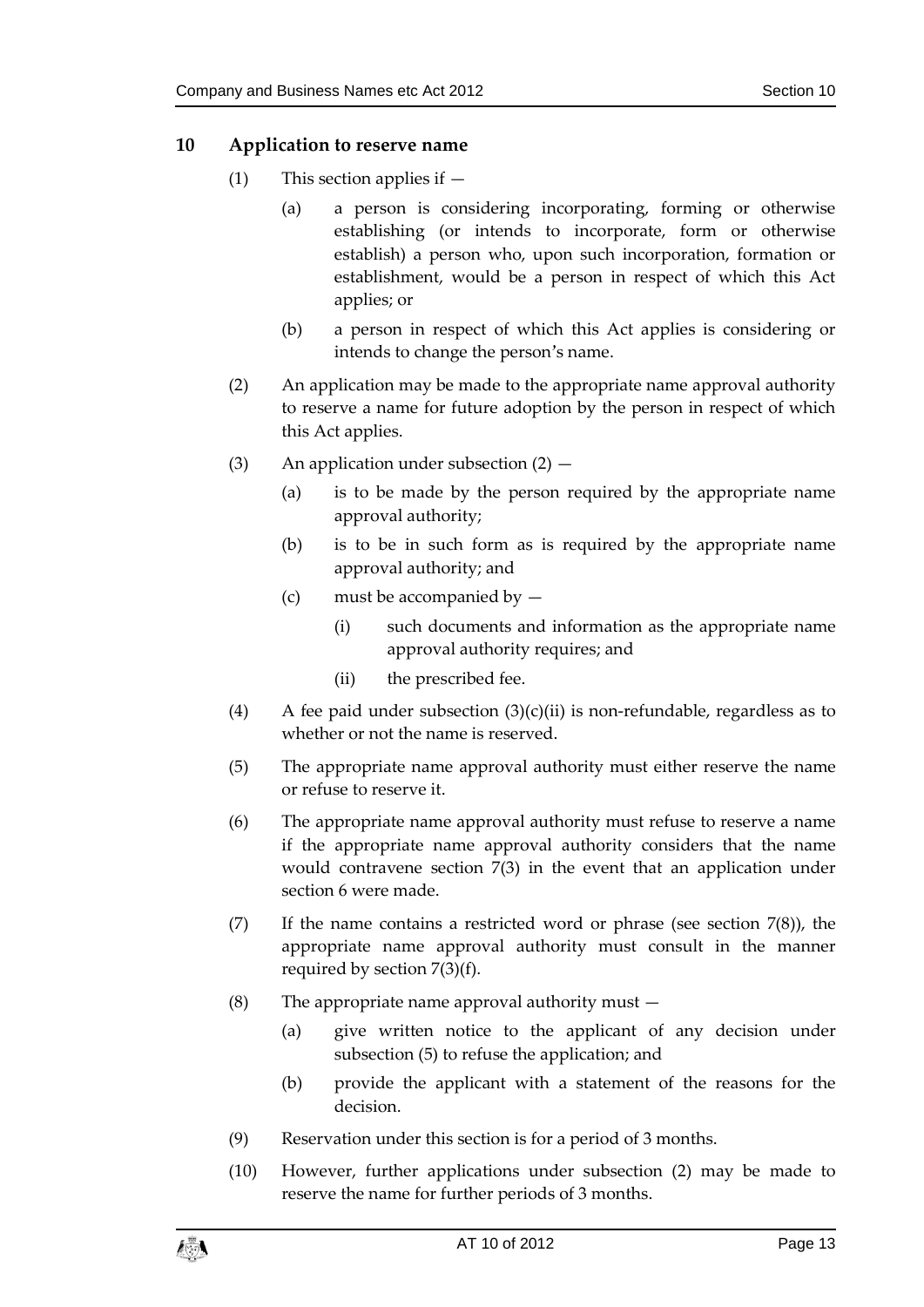## 10 Application to reserve name

(1) This section applies if —

(a) a person is considering incorporating, forming or otherwise establishing (or intends to incorporate, form or otherwise establish) a person who, upon such incorporation, formation or establishment, would be a person in respect of which this Act applies; or

(b) a person in respect of which this Act applies is considering or intends to change the person's name.

(2) An application may be made to the appropriate name approval authority to reserve a name for future adoption by the person in respect of which this Act applies.

(3) An application under subsection (2) —

(a) is to be made by the person required by the appropriate name approval authority;

(b) is to be in such form as is required by the appropriate name approval authority; and

(c) must be accompanied by —

(i) such documents and information as the appropriate name approval authority requires; and

(ii) the prescribed fee.

(4) A fee paid under subsection (3)(c)(ii) is non-refundable, regardless as to whether or not the name is reserved.

(5) The appropriate name approval authority must either reserve the name or refuse to reserve it.

(6) The appropriate name approval authority must refuse to reserve a name if the appropriate name approval authority considers that the name would contravene section 7(3) in the event that an application under section 6 were made.

(7) If the name contains a restricted word or phrase (see section 7(8)), the appropriate name approval authority must consult in the manner required by section 7(3)(f).

(8) The appropriate name approval authority must —

(a) give written notice to the applicant of any decision under subsection (5) to refuse the application; and

(b) provide the applicant with a statement of the reasons for the decision.

(9) Reservation under this section is for a period of 3 months.

(10) However, further applications under subsection (2) may be made to reserve the name for further periods of 3 months.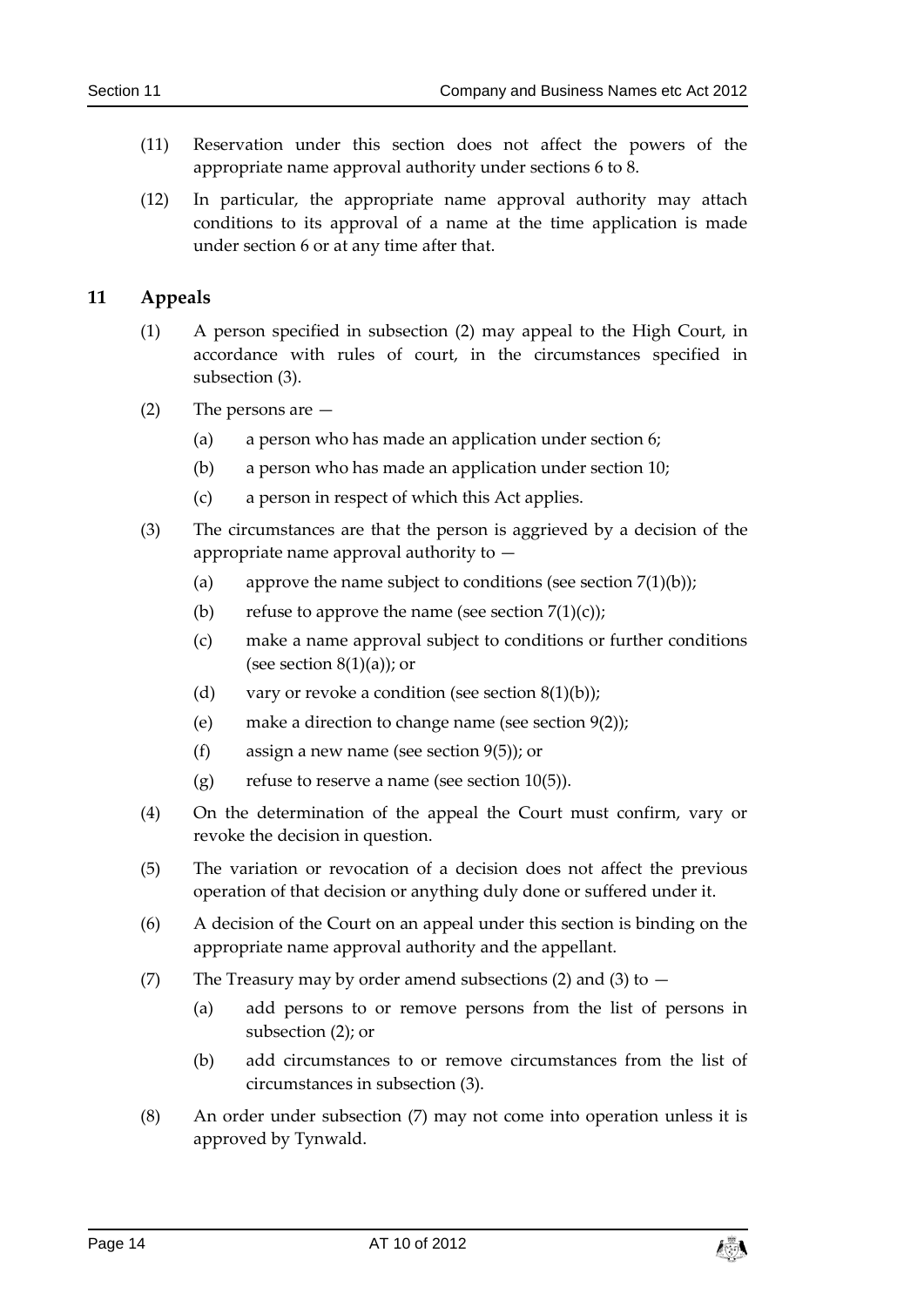(11) Reservation under this section does not affect the powers of the appropriate name approval authority under sections 6 to 8.

(12) In particular, the appropriate name approval authority may attach conditions to its approval of a name at the time application is made under section 6 or at any time after that.

## 11 Appeals

(1) A person specified in subsection (2) may appeal to the High Court, in accordance with rules of court, in the circumstances specified in subsection (3).

(2) The persons are —

(a) a person who has made an application under section 6;

(b) a person who has made an application under section 10;

(c) a person in respect of which this Act applies.

(3) The circumstances are that the person is aggrieved by a decision of the appropriate name approval authority to —

(a) approve the name subject to conditions (see section 7(1)(b));

(b) refuse to approve the name (see section 7(1)(c));

(c) make a name approval subject to conditions or further conditions (see section 8(1)(a)); or

(d) vary or revoke a condition (see section 8(1)(b));

(e) make a direction to change name (see section 9(2));

(f) assign a new name (see section 9(5)); or

(g) refuse to reserve a name (see section 10(5)).

(4) On the determination of the appeal the Court must confirm, vary or revoke the decision in question.

(5) The variation or revocation of a decision does not affect the previous operation of that decision or anything duly done or suffered under it.

(6) A decision of the Court on an appeal under this section is binding on the appropriate name approval authority and the appellant.

(7) The Treasury may by order amend subsections (2) and (3) to —

(a) add persons to or remove persons from the list of persons in subsection (2); or

(b) add circumstances to or remove circumstances from the list of circumstances in subsection (3).

(8) An order under subsection (7) may not come into operation unless it is approved by Tynwald.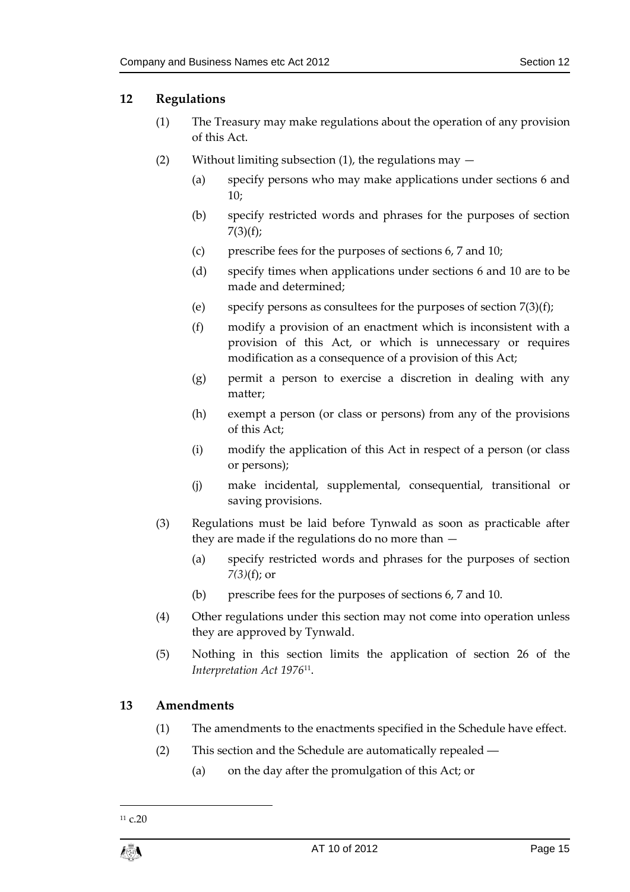## 12 Regulations

(1) The Treasury may make regulations about the operation of any provision of this Act.

(2) Without limiting subsection (1), the regulations may —

(a) specify persons who may make applications under sections 6 and 10;

(b) specify restricted words and phrases for the purposes of section 7(3)(f);

(c) prescribe fees for the purposes of sections 6, 7 and 10;

(d) specify times when applications under sections 6 and 10 are to be made and determined;

(e) specify persons as consultees for the purposes of section 7(3)(f);

(f) modify a provision of an enactment which is inconsistent with a provision of this Act, or which is unnecessary or requires modification as a consequence of a provision of this Act;

(g) permit a person to exercise a discretion in dealing with any matter;

(h) exempt a person (or class or persons) from any of the provisions of this Act;

(i) modify the application of this Act in respect of a person (or class or persons);

(j) make incidental, supplemental, consequential, transitional or saving provisions.

(3) Regulations must be laid before Tynwald as soon as practicable after they are made if the regulations do no more than —

(a) specify restricted words and phrases for the purposes of section *7(3)*(f); or

(b) prescribe fees for the purposes of sections 6, 7 and 10.

(4) Other regulations under this section may not come into operation unless they are approved by Tynwald.

(5) Nothing in this section limits the application of section 26 of the *Interpretation Act 1976*[11].

## 13 Amendments

(1) The amendments to the enactments specified in the Schedule have effect.

(2) This section and the Schedule are automatically repealed —

(a) on the day after the promulgation of this Act; or

[11] c.20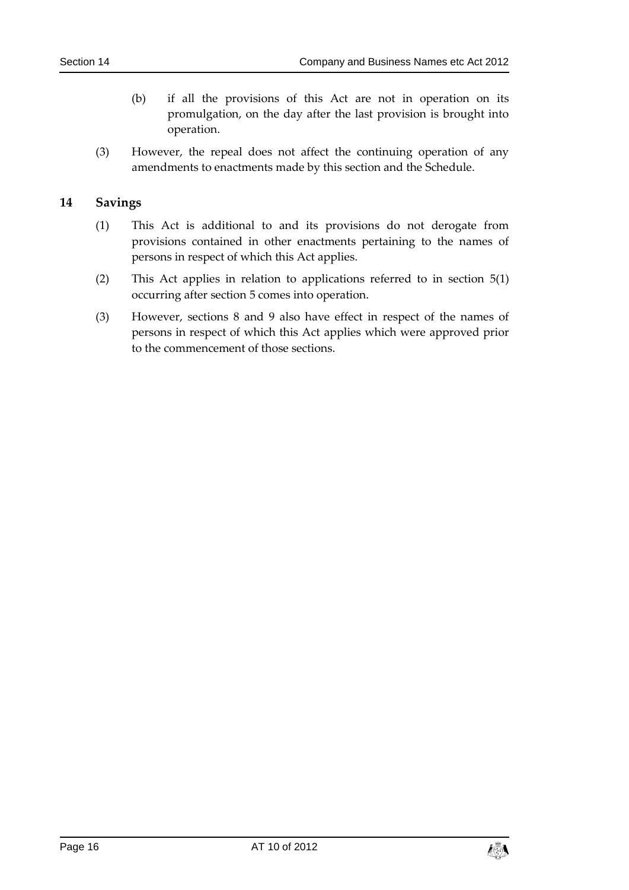(b) if all the provisions of this Act are not in operation on its promulgation, on the day after the last provision is brought into operation.

(3) However, the repeal does not affect the continuing operation of any amendments to enactments made by this section and the Schedule.

## 14 Savings

(1) This Act is additional to and its provisions do not derogate from provisions contained in other enactments pertaining to the names of persons in respect of which this Act applies.

(2) This Act applies in relation to applications referred to in section 5(1) occurring after section 5 comes into operation.

(3) However, sections 8 and 9 also have effect in respect of the names of persons in respect of which this Act applies which were approved prior to the commencement of those sections.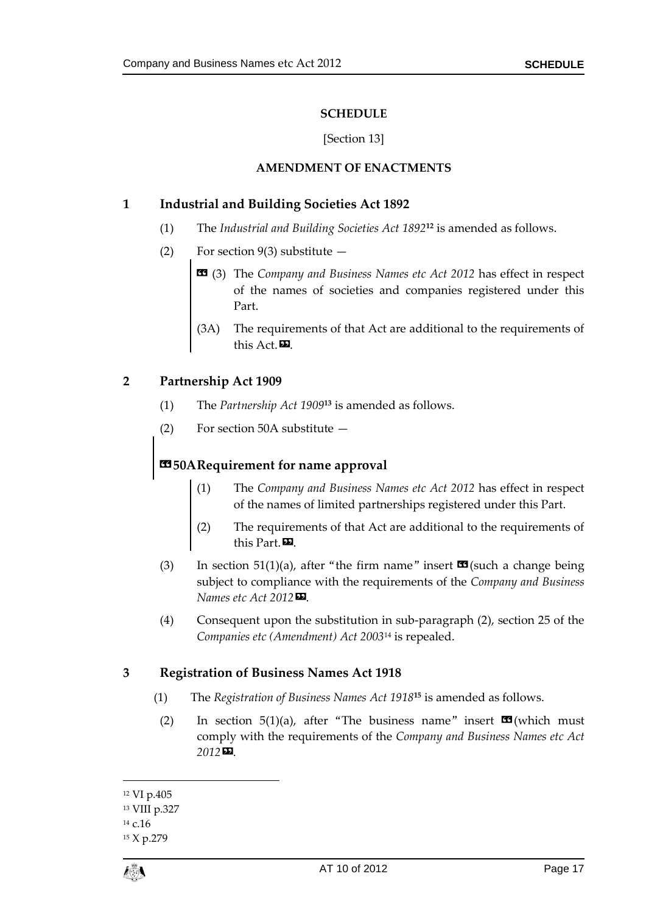**SCHEDULE**

[Section 13]

**AMENDMENT OF ENACTMENTS**

## 1 Industrial and Building Societies Act 1892

(1) The *Industrial and Building Societies Act 1892*[12] is amended as follows.

(2) For section 9(3) substitute —

> « (3) The *Company and Business Names etc Act 2012* has effect in respect of the names of societies and companies registered under this Part.
>
> (3A) The requirements of that Act are additional to the requirements of this Act. ».

## 2 Partnership Act 1909

(1) The *Partnership Act 1909*[13] is amended as follows.

(2) For section 50A substitute —

> **« 50A Requirement for name approval**
>
> (1) The *Company and Business Names etc Act 2012* has effect in respect of the names of limited partnerships registered under this Part.
>
> (2) The requirements of that Act are additional to the requirements of this Part. ».

(3) In section 51(1)(a), after "the firm name" insert « (such a change being subject to compliance with the requirements of the *Company and Business Names etc Act 2012* ».

(4) Consequent upon the substitution in sub-paragraph (2), section 25 of the *Companies etc (Amendment) Act 2003*[14] is repealed.

## 3 Registration of Business Names Act 1918

(1) The *Registration of Business Names Act 1918*[15] is amended as follows.

(2) In section 5(1)(a), after "The business name" insert « (which must comply with the requirements of the *Company and Business Names etc Act 2012* ».

---

[12] VI p.405

[13] VIII p.327

[14] c.16

[15] X p.279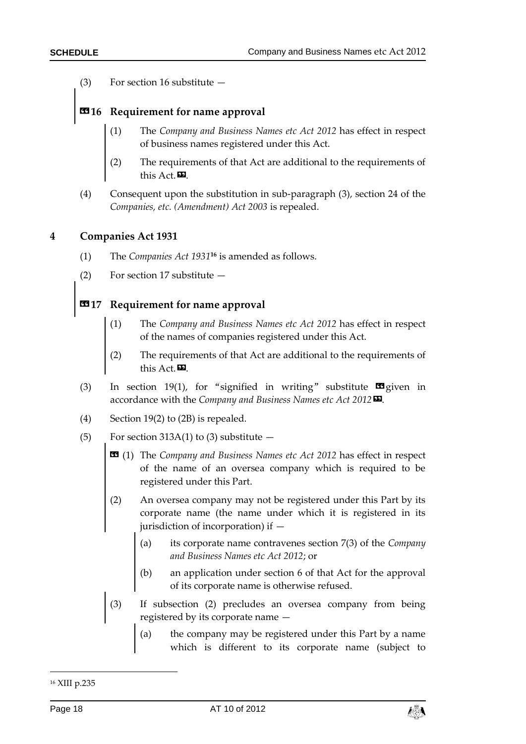(3) For section 16 substitute —

**«16 Requirement for name approval**

(1) The *Company and Business Names etc Act 2012* has effect in respect of business names registered under this Act.

(2) The requirements of that Act are additional to the requirements of this Act.».

(4) Consequent upon the substitution in sub-paragraph (3), section 24 of the *Companies, etc. (Amendment) Act 2003* is repealed.

## 4 Companies Act 1931

(1) The *Companies Act 1931*[16] is amended as follows.

(2) For section 17 substitute —

**«17 Requirement for name approval**

(1) The *Company and Business Names etc Act 2012* has effect in respect of the names of companies registered under this Act.

(2) The requirements of that Act are additional to the requirements of this Act.».

(3) In section 19(1), for "signified in writing" substitute «given in accordance with the *Company and Business Names etc Act 2012*».

(4) Section 19(2) to (2B) is repealed.

(5) For section 313A(1) to (3) substitute —

« (1) The *Company and Business Names etc Act 2012* has effect in respect of the name of an oversea company which is required to be registered under this Part.

(2) An oversea company may not be registered under this Part by its corporate name (the name under which it is registered in its jurisdiction of incorporation) if —

(a) its corporate name contravenes section 7(3) of the *Company and Business Names etc Act 2012*; or

(b) an application under section 6 of that Act for the approval of its corporate name is otherwise refused.

(3) If subsection (2) precludes an oversea company from being registered by its corporate name —

(a) the company may be registered under this Part by a name which is different to its corporate name (subject to

[16] XIII p.235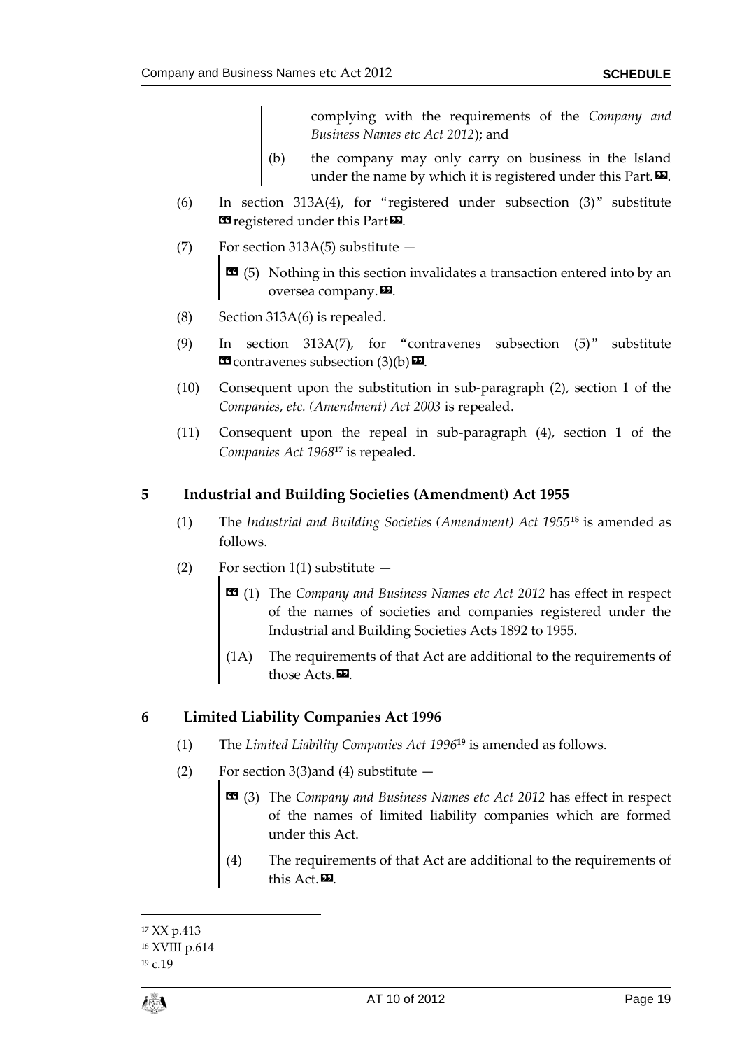complying with the requirements of the *Company and Business Names etc Act 2012*); and

(b) the company may only carry on business in the Island under the name by which it is registered under this Part.❞.

(6) In section 313A(4), for "registered under subsection (3)" substitute ❝registered under this Part❞.

(7) For section 313A(5) substitute —

❝(5) Nothing in this section invalidates a transaction entered into by an oversea company.❞.

(8) Section 313A(6) is repealed.

(9) In section 313A(7), for "contravenes subsection (5)" substitute ❝contravenes subsection (3)(b)❞.

(10) Consequent upon the substitution in sub-paragraph (2), section 1 of the *Companies, etc. (Amendment) Act 2003* is repealed.

(11) Consequent upon the repeal in sub-paragraph (4), section 1 of the *Companies Act 1968*[17] is repealed.

## 5 Industrial and Building Societies (Amendment) Act 1955

(1) The *Industrial and Building Societies (Amendment) Act 1955*[18] is amended as follows.

(2) For section 1(1) substitute —

❝(1) The *Company and Business Names etc Act 2012* has effect in respect of the names of societies and companies registered under the Industrial and Building Societies Acts 1892 to 1955.

(1A) The requirements of that Act are additional to the requirements of those Acts.❞.

## 6 Limited Liability Companies Act 1996

(1) The *Limited Liability Companies Act 1996*[19] is amended as follows.

(2) For section 3(3)and (4) substitute —

❝(3) The *Company and Business Names etc Act 2012* has effect in respect of the names of limited liability companies which are formed under this Act.

(4) The requirements of that Act are additional to the requirements of this Act.❞.

---

[17] XX p.413

[18] XVIII p.614

[19] c.19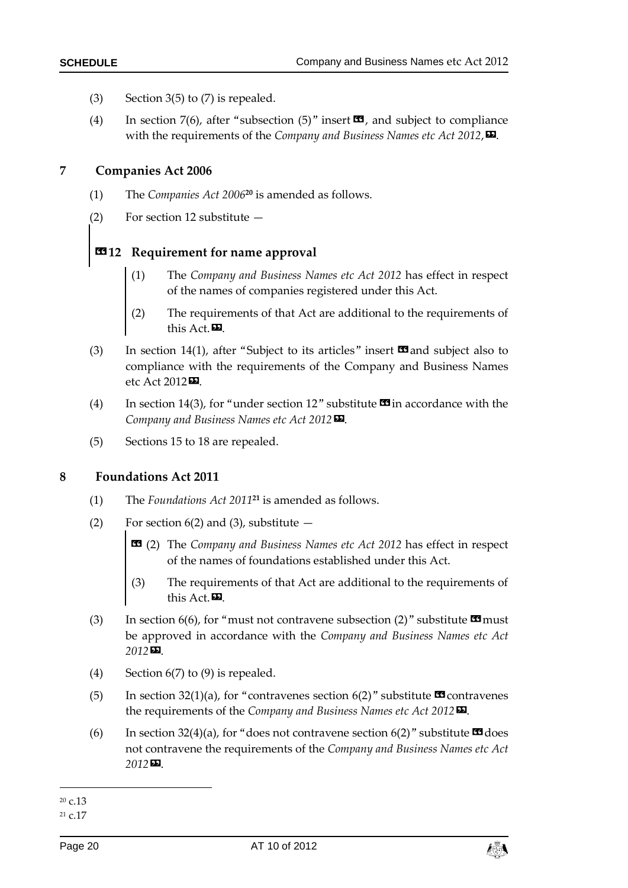(3) Section 3(5) to (7) is repealed.

(4) In section 7(6), after "subsection (5)" insert «, and subject to compliance with the requirements of the *Company and Business Names etc Act 2012*,».

## 7 Companies Act 2006

(1) The *Companies Act 2006*[20] is amended as follows.

(2) For section 12 substitute —

> **«12 Requirement for name approval**
>
> (1) The *Company and Business Names etc Act 2012* has effect in respect of the names of companies registered under this Act.
>
> (2) The requirements of that Act are additional to the requirements of this Act.».

(3) In section 14(1), after "Subject to its articles" insert «and subject also to compliance with the requirements of the Company and Business Names etc Act 2012».

(4) In section 14(3), for "under section 12" substitute «in accordance with the *Company and Business Names etc Act 2012*».

(5) Sections 15 to 18 are repealed.

## 8 Foundations Act 2011

(1) The *Foundations Act 2011*[21] is amended as follows.

(2) For section 6(2) and (3), substitute —

> « (2) The *Company and Business Names etc Act 2012* has effect in respect of the names of foundations established under this Act.
>
> (3) The requirements of that Act are additional to the requirements of this Act.».

(3) In section 6(6), for "must not contravene subsection (2)" substitute «must be approved in accordance with the *Company and Business Names etc Act 2012*».

(4) Section 6(7) to (9) is repealed.

(5) In section 32(1)(a), for "contravenes section 6(2)" substitute «contravenes the requirements of the *Company and Business Names etc Act 2012*».

(6) In section 32(4)(a), for "does not contravene section 6(2)" substitute «does not contravene the requirements of the *Company and Business Names etc Act 2012*».

---

[20] c.13

[21] c.17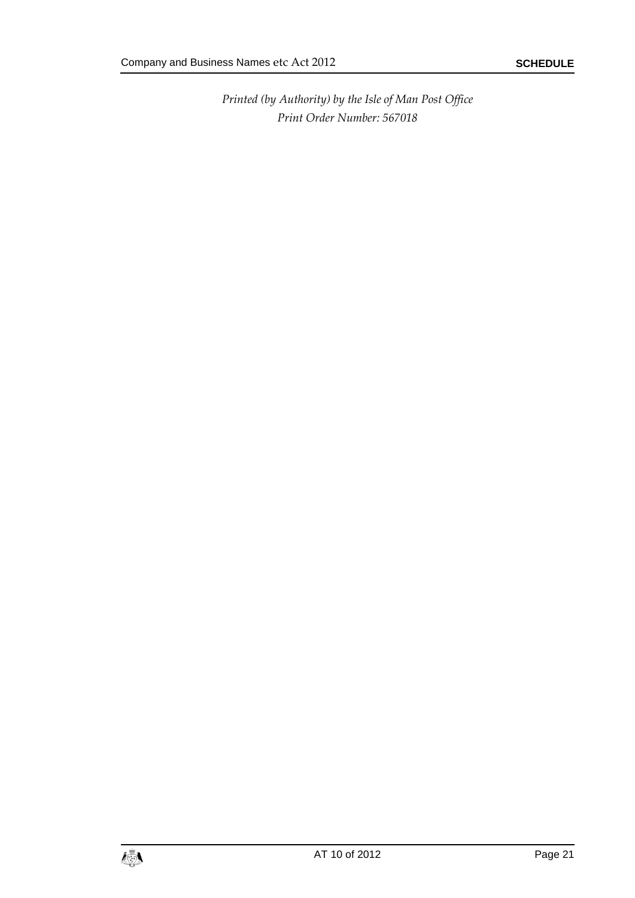*Printed (by Authority) by the Isle of Man Post Office*
*Print Order Number: 567018*